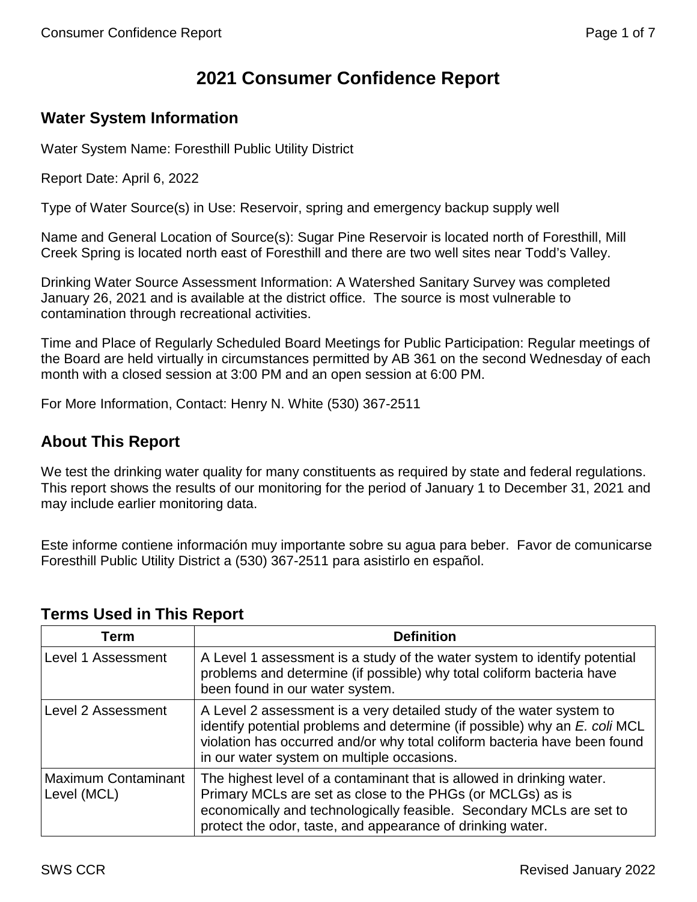# 2021 Consumer Confidence Report

## Water System Information

Water System Name: Foresthill Public Utility District

Report Date: April 6, 2022

Type of Water Source(s) in Use: Reservoir, spring and emergency backup supply well

Name and General Location of Source(s): Sugar Pine Reservoir is located north of Foresthill, Mill Creek Spring is located north east of Foresthill and there are two well sites near Todd's Valley.

Drinking Water Source Assessment Information: A Watershed Sanitary Survey was completed January 26, 2021 and is available at the district office. The source is most vulnerable to contamination through recreational activities.

Time and Place of Regularly Scheduled Board Meetings for Public Participation: Regular meetings of the Board are held virtually in circumstances permitted by AB 361 on the second Wednesday of each month with a closed session at 3:00 PM and an open session at 6:00 PM.

For More Information, Contact: Henry N. White (530) 367-2511

## About This Report

We test the drinking water quality for many constituents as required by state and federal regulations. This report shows the results of our monitoring for the period of January 1 to December 31, 2021 and may include earlier monitoring data.

Este informe contiene información muy importante sobre su agua para beber. Favor de comunicarse Foresthill Public Utility District a (530) 367-2511 para asistirlo en español.

## Terms Used in This Report

| Term | Definition |
|---|---|
| Level 1 Assessment | A Level 1 assessment is a study of the water system to identify potential problems and determine (if possible) why total coliform bacteria have been found in our water system. |
| Level 2 Assessment | A Level 2 assessment is a very detailed study of the water system to identify potential problems and determine (if possible) why an *E. coli* MCL violation has occurred and/or why total coliform bacteria have been found in our water system on multiple occasions. |
| Maximum Contaminant Level (MCL) | The highest level of a contaminant that is allowed in drinking water. Primary MCLs are set as close to the PHGs (or MCLGs) as is economically and technologically feasible. Secondary MCLs are set to protect the odor, taste, and appearance of drinking water. |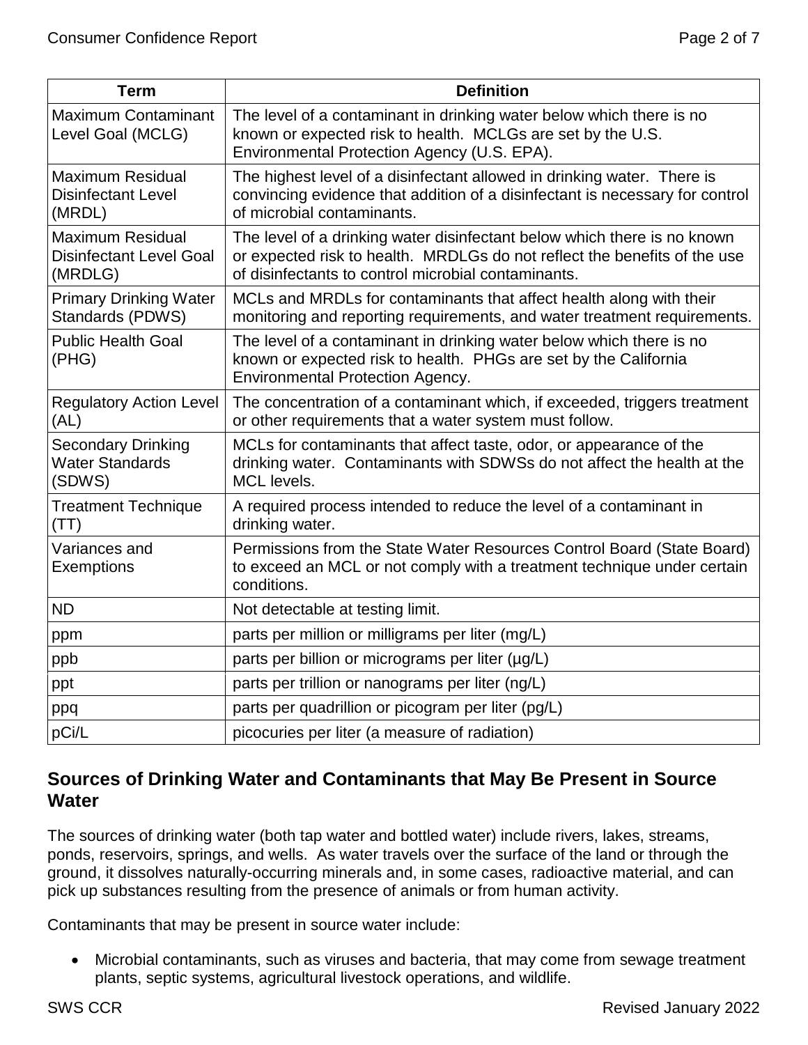| Term | Definition |
| --- | --- |
| Maximum Contaminant Level Goal (MCLG) | The level of a contaminant in drinking water below which there is no known or expected risk to health. MCLGs are set by the U.S. Environmental Protection Agency (U.S. EPA). |
| Maximum Residual Disinfectant Level (MRDL) | The highest level of a disinfectant allowed in drinking water. There is convincing evidence that addition of a disinfectant is necessary for control of microbial contaminants. |
| Maximum Residual Disinfectant Level Goal (MRDLG) | The level of a drinking water disinfectant below which there is no known or expected risk to health. MRDLGs do not reflect the benefits of the use of disinfectants to control microbial contaminants. |
| Primary Drinking Water Standards (PDWS) | MCLs and MRDLs for contaminants that affect health along with their monitoring and reporting requirements, and water treatment requirements. |
| Public Health Goal (PHG) | The level of a contaminant in drinking water below which there is no known or expected risk to health. PHGs are set by the California Environmental Protection Agency. |
| Regulatory Action Level (AL) | The concentration of a contaminant which, if exceeded, triggers treatment or other requirements that a water system must follow. |
| Secondary Drinking Water Standards (SDWS) | MCLs for contaminants that affect taste, odor, or appearance of the drinking water. Contaminants with SDWSs do not affect the health at the MCL levels. |
| Treatment Technique (TT) | A required process intended to reduce the level of a contaminant in drinking water. |
| Variances and Exemptions | Permissions from the State Water Resources Control Board (State Board) to exceed an MCL or not comply with a treatment technique under certain conditions. |
| ND | Not detectable at testing limit. |
| ppm | parts per million or milligrams per liter (mg/L) |
| ppb | parts per billion or micrograms per liter (µg/L) |
| ppt | parts per trillion or nanograms per liter (ng/L) |
| ppq | parts per quadrillion or picogram per liter (pg/L) |
| pCi/L | picocuries per liter (a measure of radiation) |

## Sources of Drinking Water and Contaminants that May Be Present in Source Water

The sources of drinking water (both tap water and bottled water) include rivers, lakes, streams, ponds, reservoirs, springs, and wells. As water travels over the surface of the land or through the ground, it dissolves naturally-occurring minerals and, in some cases, radioactive material, and can pick up substances resulting from the presence of animals or from human activity.

Contaminants that may be present in source water include:

- Microbial contaminants, such as viruses and bacteria, that may come from sewage treatment plants, septic systems, agricultural livestock operations, and wildlife.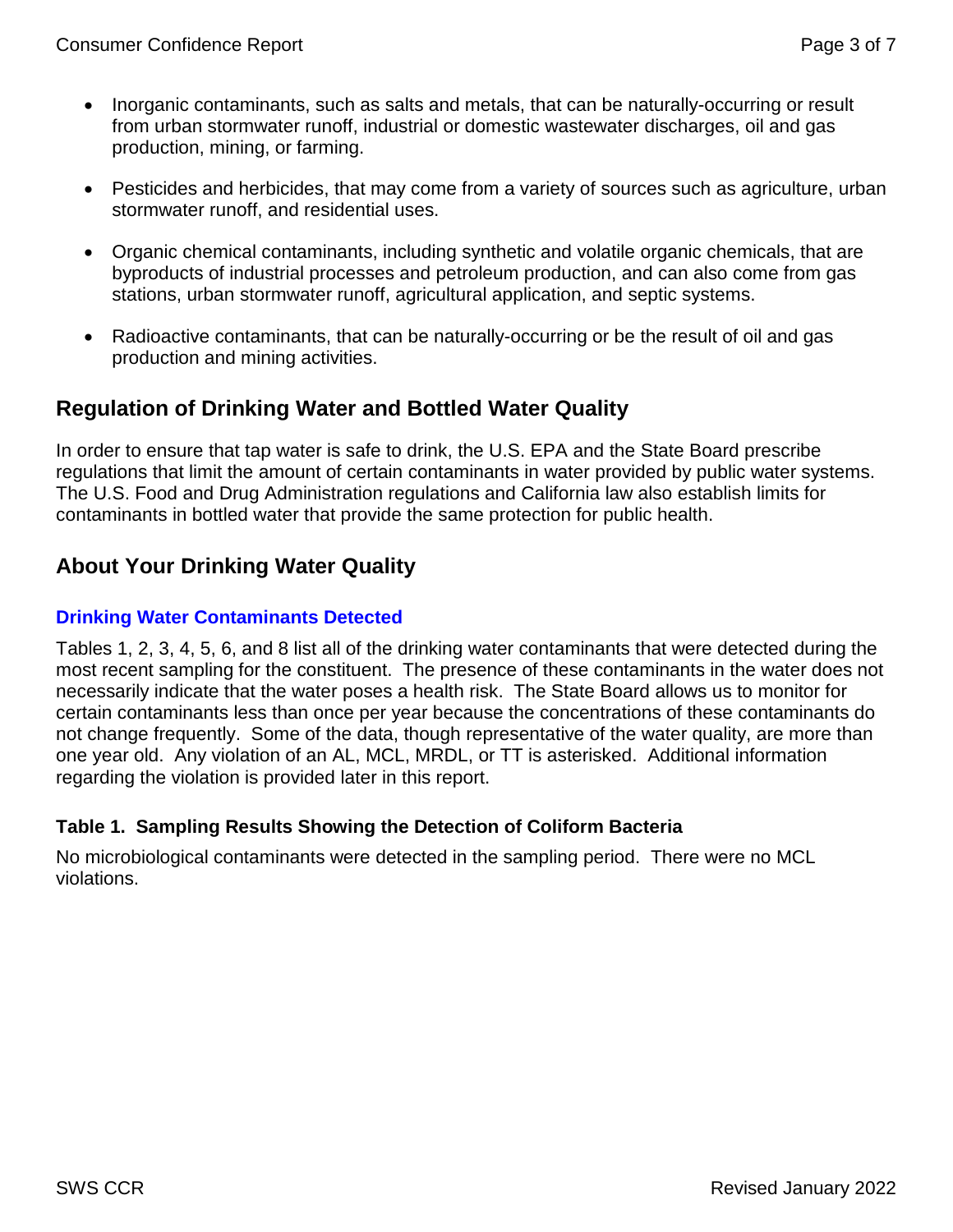- Inorganic contaminants, such as salts and metals, that can be naturally-occurring or result from urban stormwater runoff, industrial or domestic wastewater discharges, oil and gas production, mining, or farming.
- Pesticides and herbicides, that may come from a variety of sources such as agriculture, urban stormwater runoff, and residential uses.
- Organic chemical contaminants, including synthetic and volatile organic chemicals, that are byproducts of industrial processes and petroleum production, and can also come from gas stations, urban stormwater runoff, agricultural application, and septic systems.
- Radioactive contaminants, that can be naturally-occurring or be the result of oil and gas production and mining activities.

## Regulation of Drinking Water and Bottled Water Quality

In order to ensure that tap water is safe to drink, the U.S. EPA and the State Board prescribe regulations that limit the amount of certain contaminants in water provided by public water systems. The U.S. Food and Drug Administration regulations and California law also establish limits for contaminants in bottled water that provide the same protection for public health.

## About Your Drinking Water Quality

### Drinking Water Contaminants Detected

Tables 1, 2, 3, 4, 5, 6, and 8 list all of the drinking water contaminants that were detected during the most recent sampling for the constituent. The presence of these contaminants in the water does not necessarily indicate that the water poses a health risk. The State Board allows us to monitor for certain contaminants less than once per year because the concentrations of these contaminants do not change frequently. Some of the data, though representative of the water quality, are more than one year old. Any violation of an AL, MCL, MRDL, or TT is asterisked. Additional information regarding the violation is provided later in this report.

#### Table 1. Sampling Results Showing the Detection of Coliform Bacteria

No microbiological contaminants were detected in the sampling period. There were no MCL violations.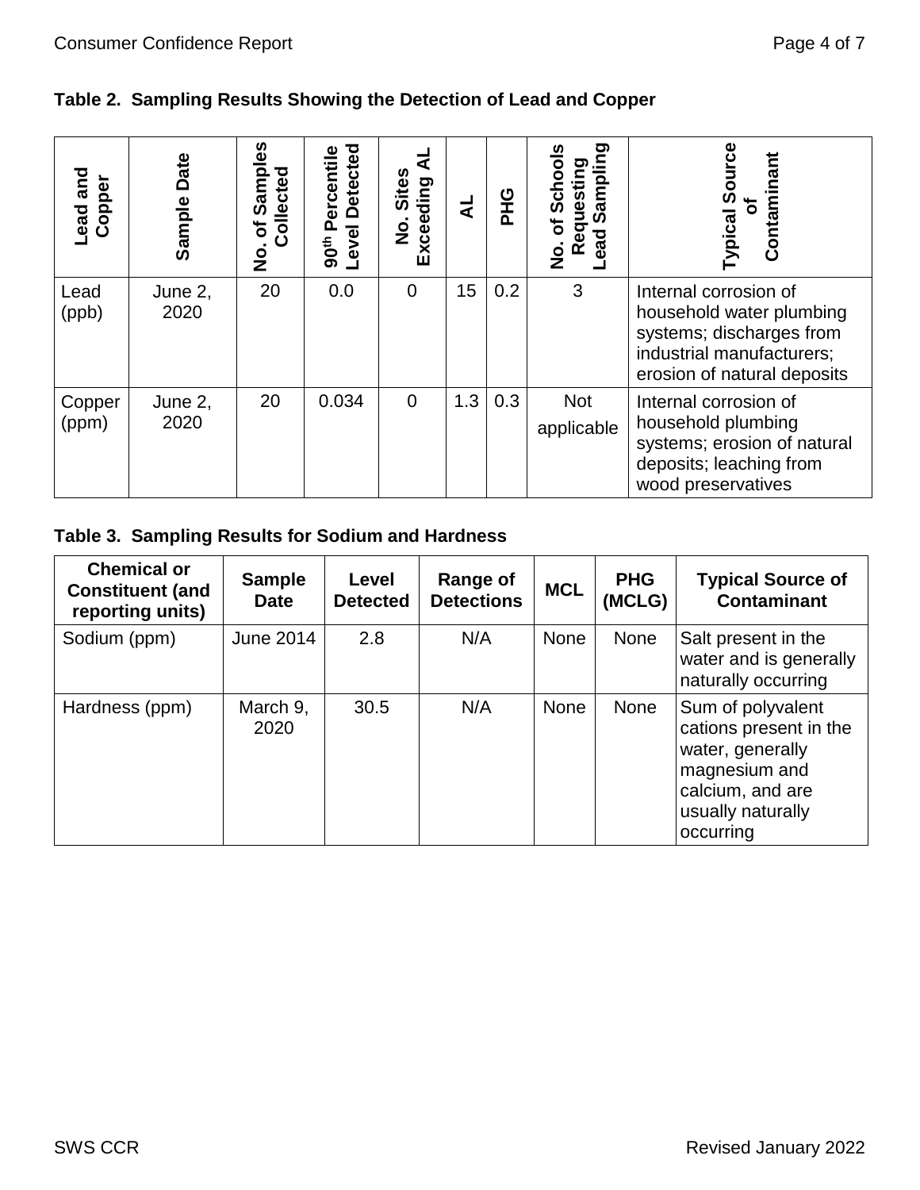**Table 2. Sampling Results Showing the Detection of Lead and Copper**

| Lead and Copper | Sample Date | No. of Samples Collected | 90th Percentile Level Detected | No. Sites Exceeding AL | AL | PHG | No. of Schools Requesting Lead Sampling | Typical Source of Contaminant |
|---|---|---|---|---|---|---|---|---|
| Lead (ppb) | June 2, 2020 | 20 | 0.0 | 0 | 15 | 0.2 | 3 | Internal corrosion of household water plumbing systems; discharges from industrial manufacturers; erosion of natural deposits |
| Copper (ppm) | June 2, 2020 | 20 | 0.034 | 0 | 1.3 | 0.3 | Not applicable | Internal corrosion of household plumbing systems; erosion of natural deposits; leaching from wood preservatives |

**Table 3. Sampling Results for Sodium and Hardness**

| Chemical or Constituent (and reporting units) | Sample Date | Level Detected | Range of Detections | MCL | PHG (MCLG) | Typical Source of Contaminant |
|---|---|---|---|---|---|---|
| Sodium (ppm) | June 2014 | 2.8 | N/A | None | None | Salt present in the water and is generally naturally occurring |
| Hardness (ppm) | March 9, 2020 | 30.5 | N/A | None | None | Sum of polyvalent cations present in the water, generally magnesium and calcium, and are usually naturally occurring |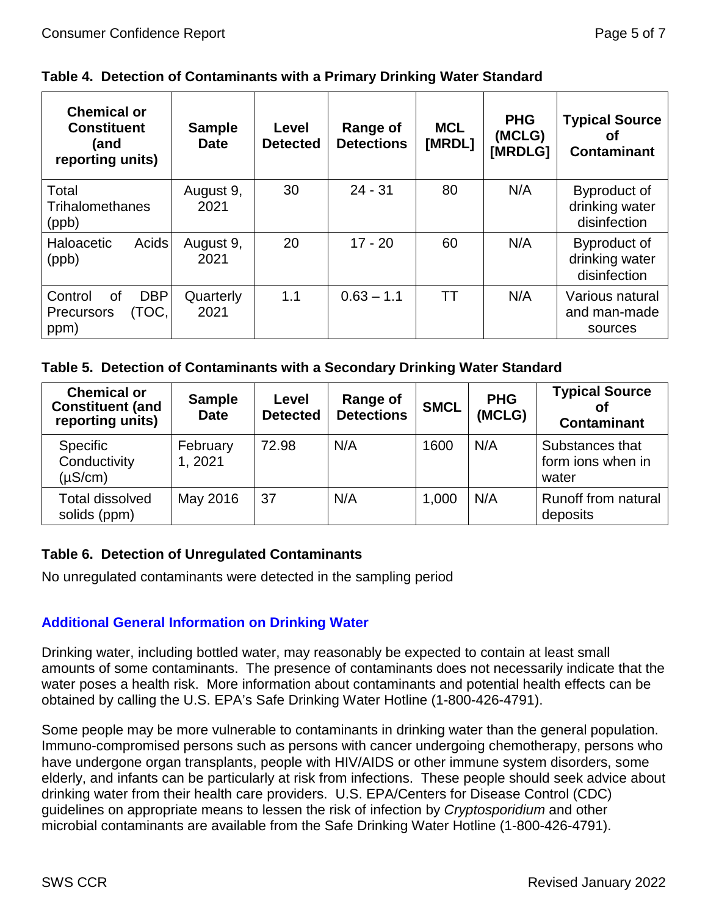**Table 4. Detection of Contaminants with a Primary Drinking Water Standard**

| Chemical or Constituent (and reporting units) | Sample Date | Level Detected | Range of Detections | MCL [MRDL] | PHG (MCLG) [MRDLG] | Typical Source of Contaminant |
|---|---|---|---|---|---|---|
| Total Trihalomethanes (ppb) | August 9, 2021 | 30 | 24 - 31 | 80 | N/A | Byproduct of drinking water disinfection |
| Haloacetic Acids (ppb) | August 9, 2021 | 20 | 17 - 20 | 60 | N/A | Byproduct of drinking water disinfection |
| Control of DBP Precursors (TOC, ppm) | Quarterly 2021 | 1.1 | 0.63 – 1.1 | TT | N/A | Various natural and man-made sources |

**Table 5. Detection of Contaminants with a Secondary Drinking Water Standard**

| Chemical or Constituent (and reporting units) | Sample Date | Level Detected | Range of Detections | SMCL | PHG (MCLG) | Typical Source of Contaminant |
|---|---|---|---|---|---|---|
| Specific Conductivity (µS/cm) | February 1, 2021 | 72.98 | N/A | 1600 | N/A | Substances that form ions when in water |
| Total dissolved solids (ppm) | May 2016 | 37 | N/A | 1,000 | N/A | Runoff from natural deposits |

**Table 6. Detection of Unregulated Contaminants**

No unregulated contaminants were detected in the sampling period

## Additional General Information on Drinking Water

Drinking water, including bottled water, may reasonably be expected to contain at least small amounts of some contaminants. The presence of contaminants does not necessarily indicate that the water poses a health risk. More information about contaminants and potential health effects can be obtained by calling the U.S. EPA's Safe Drinking Water Hotline (1-800-426-4791).

Some people may be more vulnerable to contaminants in drinking water than the general population. Immuno-compromised persons such as persons with cancer undergoing chemotherapy, persons who have undergone organ transplants, people with HIV/AIDS or other immune system disorders, some elderly, and infants can be particularly at risk from infections. These people should seek advice about drinking water from their health care providers. U.S. EPA/Centers for Disease Control (CDC) guidelines on appropriate means to lessen the risk of infection by *Cryptosporidium* and other microbial contaminants are available from the Safe Drinking Water Hotline (1-800-426-4791).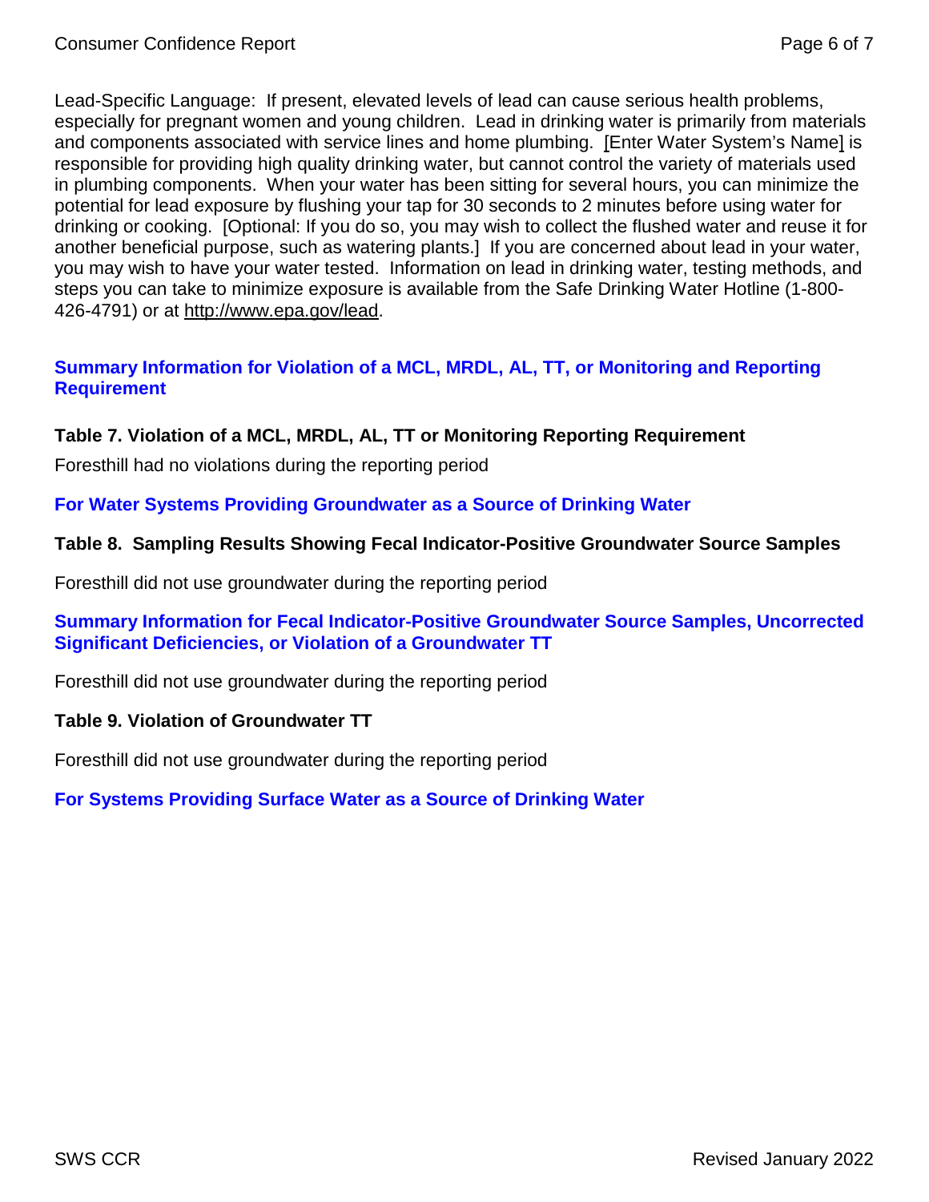Lead-Specific Language: If present, elevated levels of lead can cause serious health problems, especially for pregnant women and young children. Lead in drinking water is primarily from materials and components associated with service lines and home plumbing. [Enter Water System's Name] is responsible for providing high quality drinking water, but cannot control the variety of materials used in plumbing components. When your water has been sitting for several hours, you can minimize the potential for lead exposure by flushing your tap for 30 seconds to 2 minutes before using water for drinking or cooking. [Optional: If you do so, you may wish to collect the flushed water and reuse it for another beneficial purpose, such as watering plants.] If you are concerned about lead in your water, you may wish to have your water tested. Information on lead in drinking water, testing methods, and steps you can take to minimize exposure is available from the Safe Drinking Water Hotline (1-800-426-4791) or at http://www.epa.gov/lead.

## Summary Information for Violation of a MCL, MRDL, AL, TT, or Monitoring and Reporting Requirement

### Table 7. Violation of a MCL, MRDL, AL, TT or Monitoring Reporting Requirement

Foresthill had no violations during the reporting period

## For Water Systems Providing Groundwater as a Source of Drinking Water

### Table 8. Sampling Results Showing Fecal Indicator-Positive Groundwater Source Samples

Foresthill did not use groundwater during the reporting period

## Summary Information for Fecal Indicator-Positive Groundwater Source Samples, Uncorrected Significant Deficiencies, or Violation of a Groundwater TT

Foresthill did not use groundwater during the reporting period

### Table 9. Violation of Groundwater TT

Foresthill did not use groundwater during the reporting period

## For Systems Providing Surface Water as a Source of Drinking Water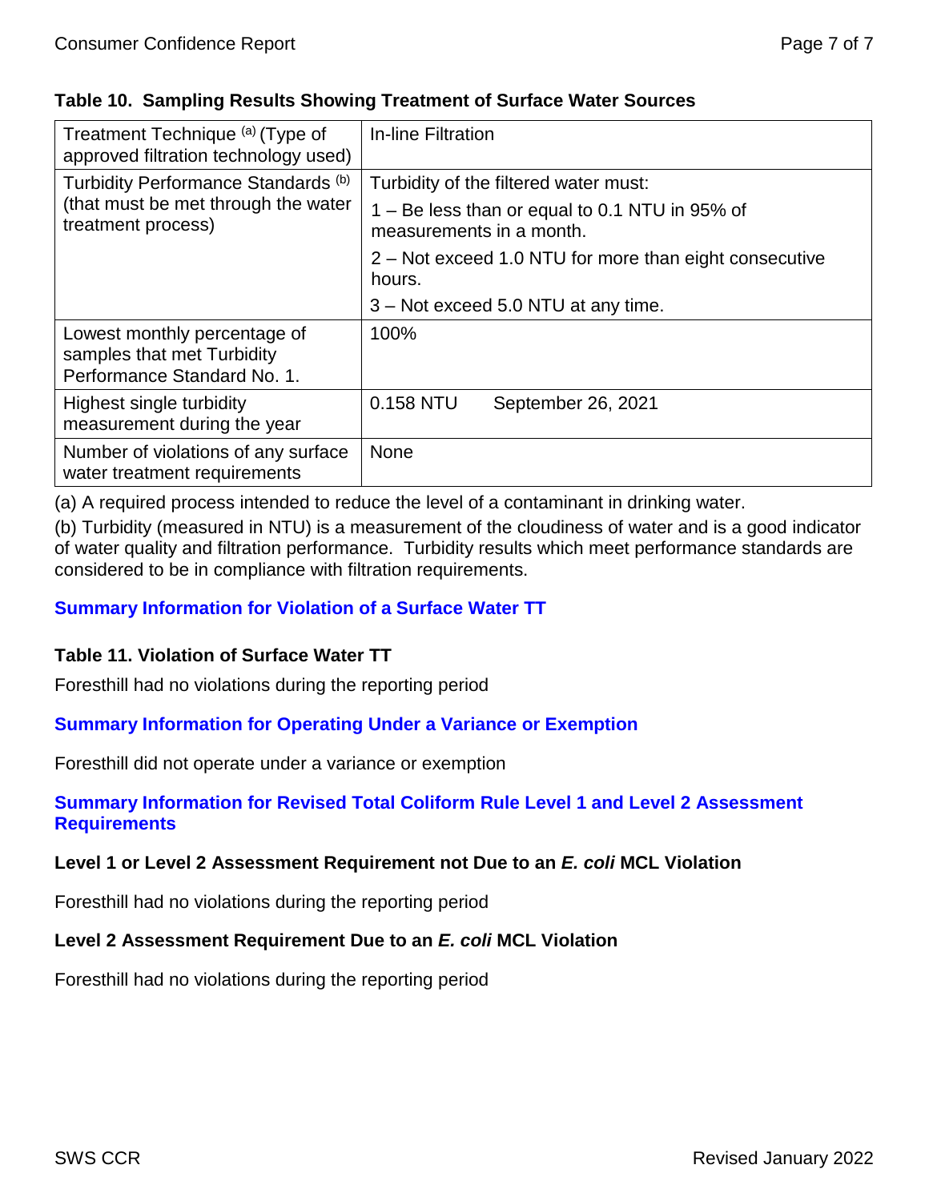**Table 10. Sampling Results Showing Treatment of Surface Water Sources**

| | |
|---|---|
| Treatment Technique [(a)] (Type of approved filtration technology used) | In-line Filtration |
| Turbidity Performance Standards [(b)] (that must be met through the water treatment process) | Turbidity of the filtered water must:<br>1 – Be less than or equal to 0.1 NTU in 95% of measurements in a month.<br>2 – Not exceed 1.0 NTU for more than eight consecutive hours.<br>3 – Not exceed 5.0 NTU at any time. |
| Lowest monthly percentage of samples that met Turbidity Performance Standard No. 1. | 100% |
| Highest single turbidity measurement during the year | 0.158 NTU September 26, 2021 |
| Number of violations of any surface water treatment requirements | None |

(a) A required process intended to reduce the level of a contaminant in drinking water.

(b) Turbidity (measured in NTU) is a measurement of the cloudiness of water and is a good indicator of water quality and filtration performance. Turbidity results which meet performance standards are considered to be in compliance with filtration requirements.

## Summary Information for Violation of a Surface Water TT

**Table 11. Violation of Surface Water TT**

Foresthill had no violations during the reporting period

## Summary Information for Operating Under a Variance or Exemption

Foresthill did not operate under a variance or exemption

## Summary Information for Revised Total Coliform Rule Level 1 and Level 2 Assessment Requirements

### Level 1 or Level 2 Assessment Requirement not Due to an *E. coli* MCL Violation

Foresthill had no violations during the reporting period

### Level 2 Assessment Requirement Due to an *E. coli* MCL Violation

Foresthill had no violations during the reporting period